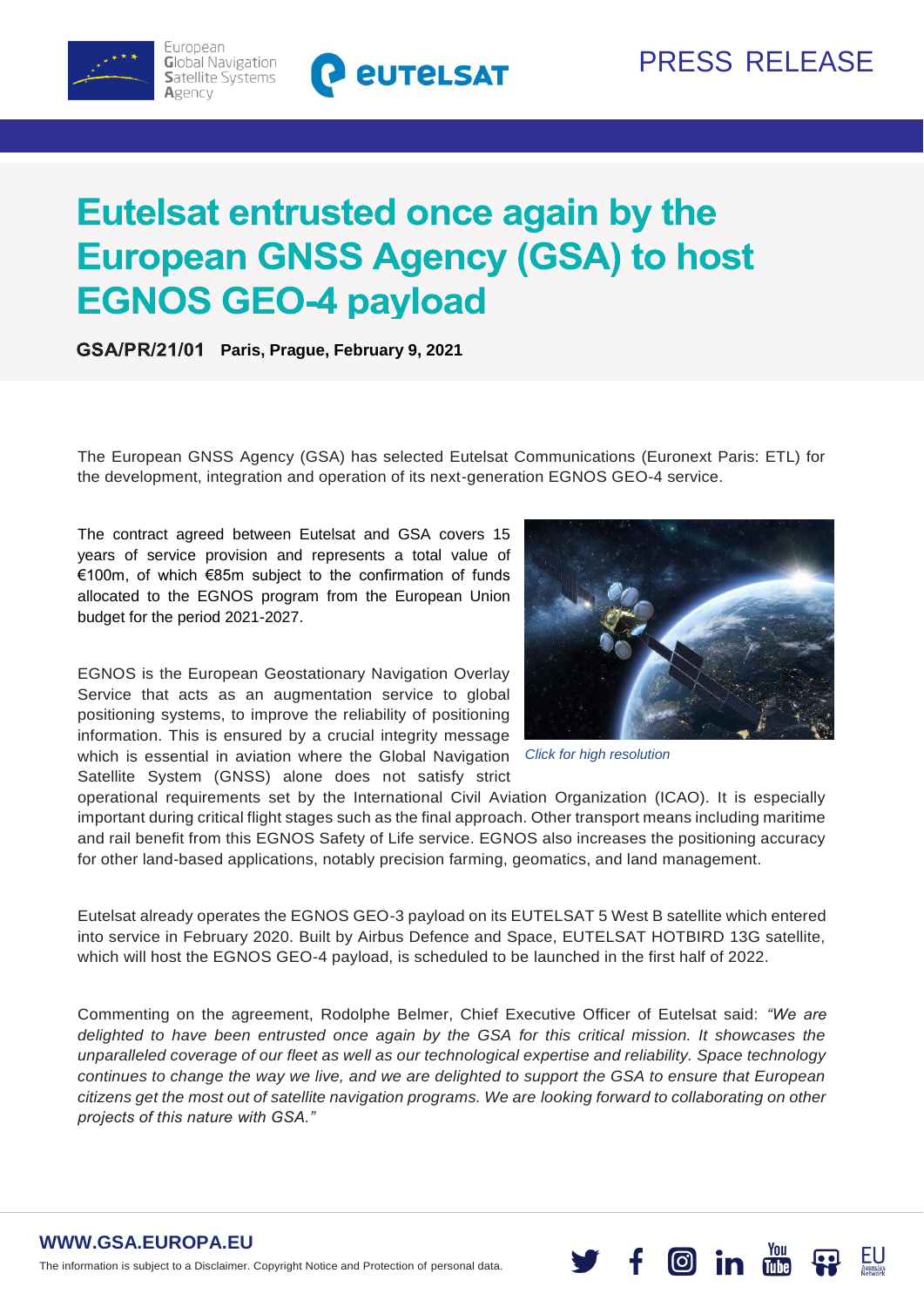PRESS RELEASE

# Eutelsat entrusted once again by the European GNSS Agency (GSA) to host EGNOS GEO-4 payload

**GSA/PR/21/01** **Paris, Prague, February 9, 2021**

The European GNSS Agency (GSA) has selected Eutelsat Communications (Euronext Paris: ETL) for the development, integration and operation of its next-generation EGNOS GEO-4 service.

The contract agreed between Eutelsat and GSA covers 15 years of service provision and represents a total value of €100m, of which €85m subject to the confirmation of funds allocated to the EGNOS program from the European Union budget for the period 2021-2027.

*Click for high resolution*

EGNOS is the European Geostationary Navigation Overlay Service that acts as an augmentation service to global positioning systems, to improve the reliability of positioning information. This is ensured by a crucial integrity message which is essential in aviation where the Global Navigation Satellite System (GNSS) alone does not satisfy strict operational requirements set by the International Civil Aviation Organization (ICAO). It is especially important during critical flight stages such as the final approach. Other transport means including maritime and rail benefit from this EGNOS Safety of Life service. EGNOS also increases the positioning accuracy for other land-based applications, notably precision farming, geomatics, and land management.

Eutelsat already operates the EGNOS GEO-3 payload on its EUTELSAT 5 West B satellite which entered into service in February 2020. Built by Airbus Defence and Space, EUTELSAT HOTBIRD 13G satellite, which will host the EGNOS GEO-4 payload, is scheduled to be launched in the first half of 2022.

Commenting on the agreement, Rodolphe Belmer, Chief Executive Officer of Eutelsat said: *"We are delighted to have been entrusted once again by the GSA for this critical mission. It showcases the unparalleled coverage of our fleet as well as our technological expertise and reliability. Space technology continues to change the way we live, and we are delighted to support the GSA to ensure that European citizens get the most out of satellite navigation programs. We are looking forward to collaborating on other projects of this nature with GSA."*

**WWW.GSA.EUROPA.EU**

The information is subject to a Disclaimer. Copyright Notice and Protection of personal data.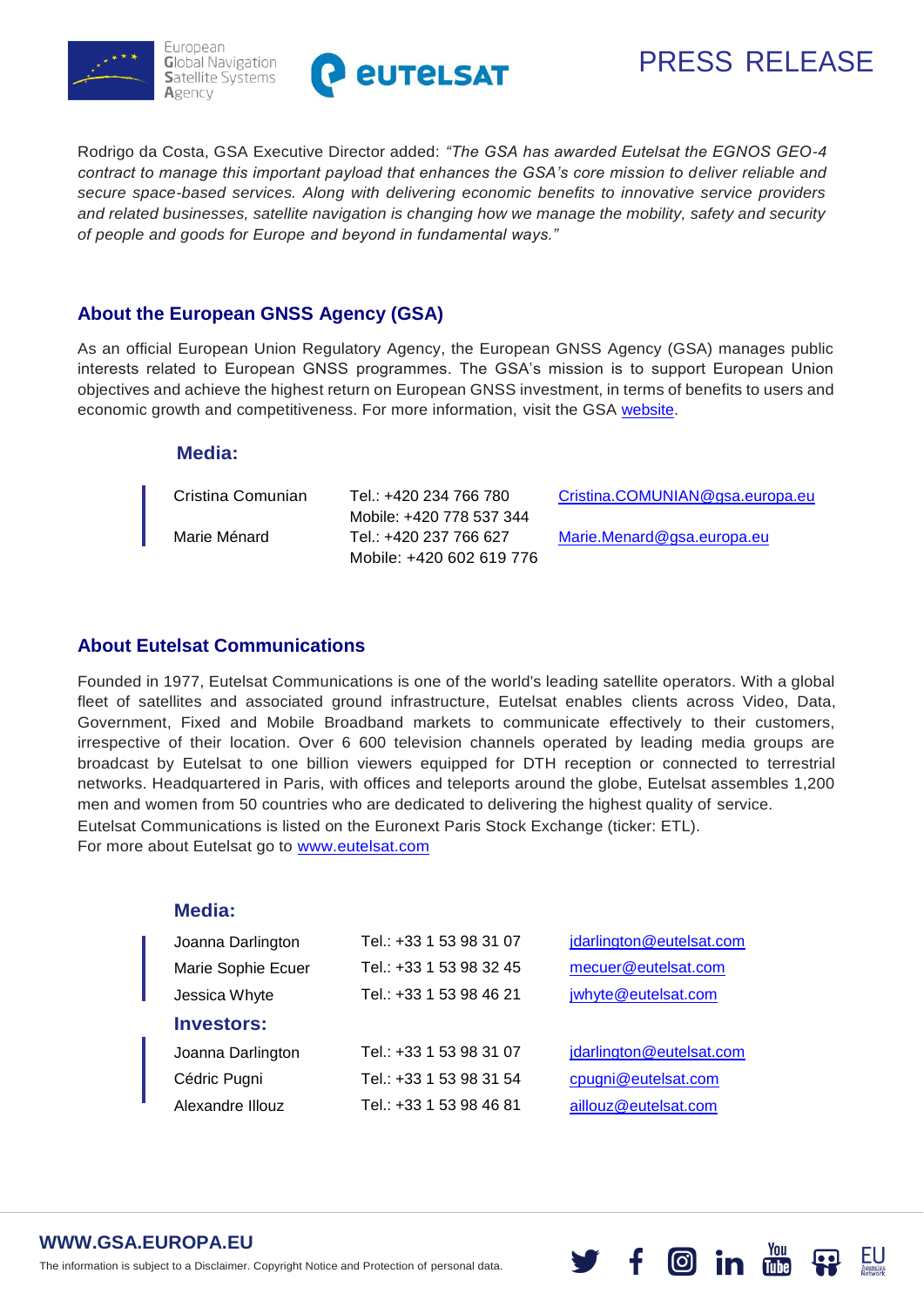Rodrigo da Costa, GSA Executive Director added: *"The GSA has awarded Eutelsat the EGNOS GEO-4 contract to manage this important payload that enhances the GSA's core mission to deliver reliable and secure space-based services. Along with delivering economic benefits to innovative service providers and related businesses, satellite navigation is changing how we manage the mobility, safety and security of people and goods for Europe and beyond in fundamental ways."*

## About the European GNSS Agency (GSA)

As an official European Union Regulatory Agency, the European GNSS Agency (GSA) manages public interests related to European GNSS programmes. The GSA's mission is to support European Union objectives and achieve the highest return on European GNSS investment, in terms of benefits to users and economic growth and competitiveness. For more information, visit the GSA [website](website).

### Media:

| | | |
|---|---|---|
| Cristina Comunian | Tel.: +420 234 766 780<br>Mobile: +420 778 537 344 | Cristina.COMUNIAN@gsa.europa.eu |
| Marie Ménard | Tel.: +420 237 766 627<br>Mobile: +420 602 619 776 | Marie.Menard@gsa.europa.eu |

## About Eutelsat Communications

Founded in 1977, Eutelsat Communications is one of the world's leading satellite operators. With a global fleet of satellites and associated ground infrastructure, Eutelsat enables clients across Video, Data, Government, Fixed and Mobile Broadband markets to communicate effectively to their customers, irrespective of their location. Over 6 600 television channels operated by leading media groups are broadcast by Eutelsat to one billion viewers equipped for DTH reception or connected to terrestrial networks. Headquartered in Paris, with offices and teleports around the globe, Eutelsat assembles 1,200 men and women from 50 countries who are dedicated to delivering the highest quality of service.
Eutelsat Communications is listed on the Euronext Paris Stock Exchange (ticker: ETL).
For more about Eutelsat go to www.eutelsat.com

### Media:

| | | |
|---|---|---|
| Joanna Darlington | Tel.: +33 1 53 98 31 07 | jdarlington@eutelsat.com |
| Marie Sophie Ecuer | Tel.: +33 1 53 98 32 45 | mecuer@eutelsat.com |
| Jessica Whyte | Tel.: +33 1 53 98 46 21 | jwhyte@eutelsat.com |

### Investors:

| | | |
|---|---|---|
| Joanna Darlington | Tel.: +33 1 53 98 31 07 | jdarlington@eutelsat.com |
| Cédric Pugni | Tel.: +33 1 53 98 31 54 | cpugni@eutelsat.com |
| Alexandre Illouz | Tel.: +33 1 53 98 46 81 | ailllouz@eutelsat.com |

**WWW.GSA.EUROPA.EU**

The information is subject to a Disclaimer. Copyright Notice and Protection of personal data.